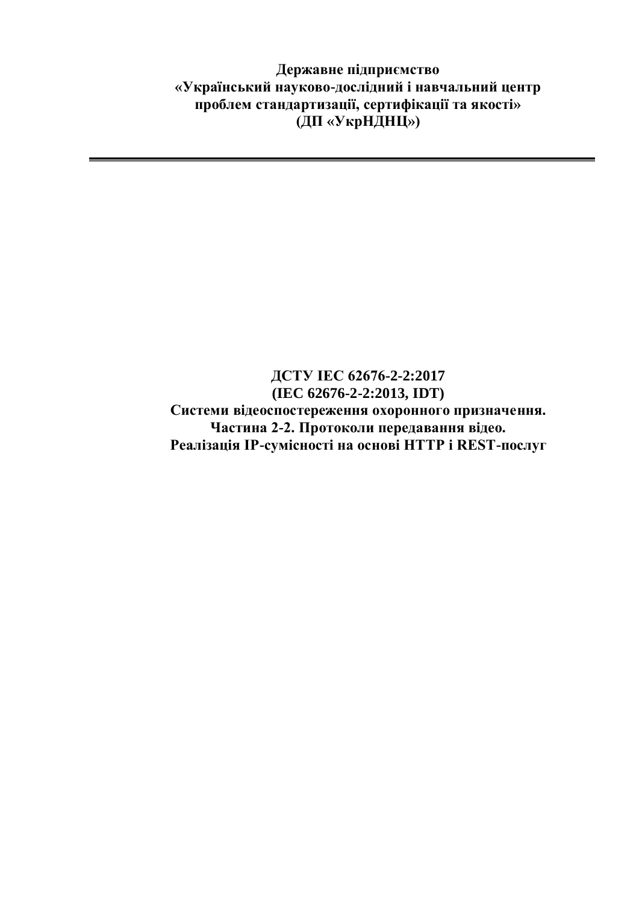**Державне підприємство**
**«Український науково-дослідний і навчальний центр**
**проблем стандартизації, сертифікації та якості»**
**(ДП «УкрНДНЦ»)**

---

**ДСТУ IEC 62676-2-2:2017**
**(IEC 62676-2-2:2013, IDT)**
**Системи відеоспостереження охоронного призначення.**
**Частина 2-2. Протоколи передавання відео.**
**Реалізація IP-сумісності на основі HTTP і REST-послуг**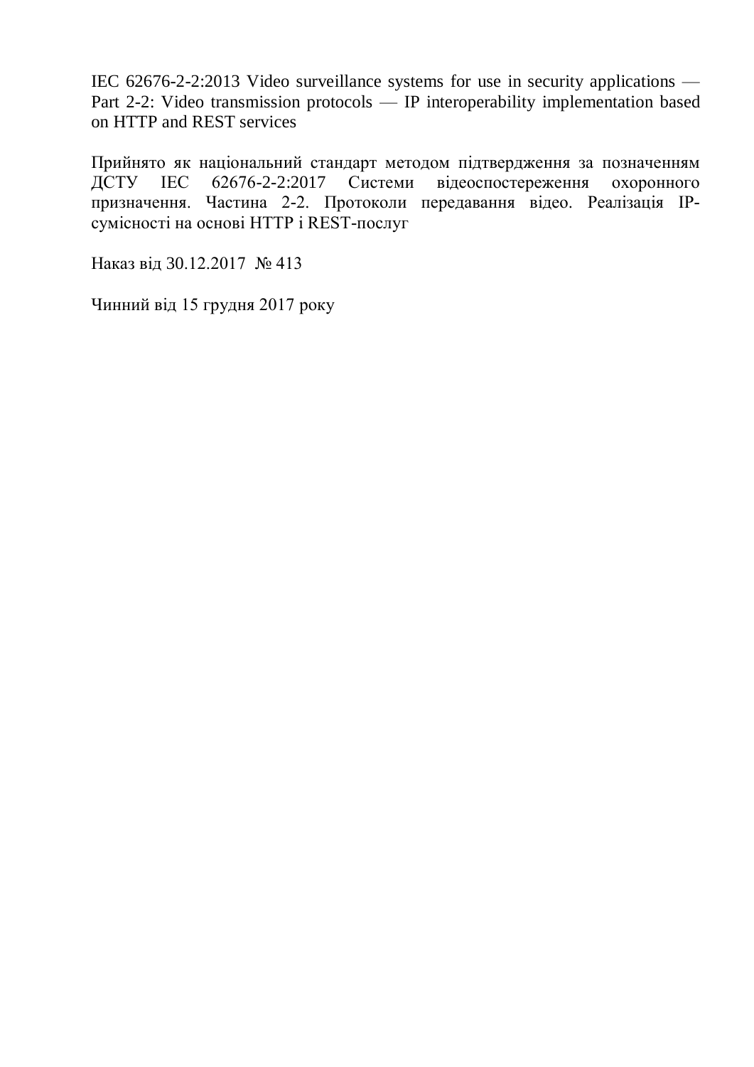IEC 62676-2-2:2013 Video surveillance systems for use in security applications — Part 2-2: Video transmission protocols — IP interoperability implementation based on HTTP and REST services

Прийнято як національний стандарт методом підтвердження за позначенням ДСТУ IEC 62676-2-2:2017 Системи відеоспостереження охоронного призначення. Частина 2-2. Протоколи передавання відео. Реалізація IP-сумісності на основі HTTP і REST-послуг

Наказ від 30.12.2017 № 413

Чинний від 15 грудня 2017 року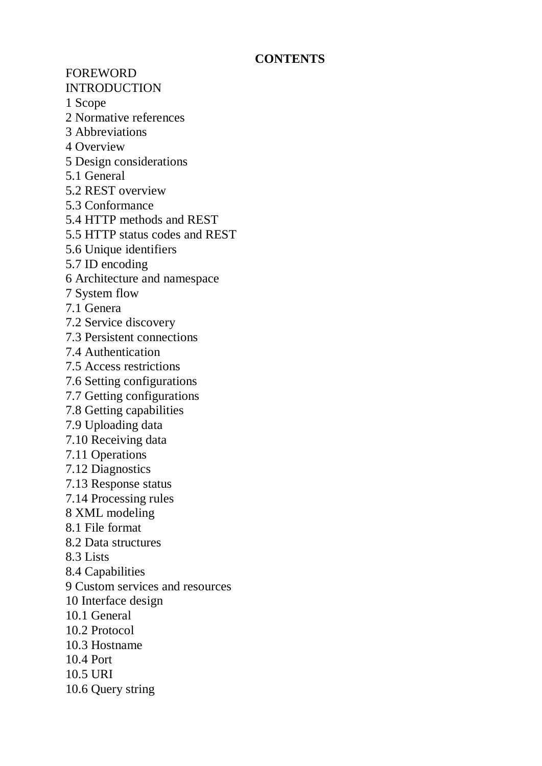**CONTENTS**

FOREWORD
INTRODUCTION
1 Scope
2 Normative references
3 Abbreviations
4 Overview
5 Design considerations
5.1 General
5.2 REST overview
5.3 Conformance
5.4 HTTP methods and REST
5.5 HTTP status codes and REST
5.6 Unique identifiers
5.7 ID encoding
6 Architecture and namespace
7 System flow
7.1 Genera
7.2 Service discovery
7.3 Persistent connections
7.4 Authentication
7.5 Access restrictions
7.6 Setting configurations
7.7 Getting configurations
7.8 Getting capabilities
7.9 Uploading data
7.10 Receiving data
7.11 Operations
7.12 Diagnostics
7.13 Response status
7.14 Processing rules
8 XML modeling
8.1 File format
8.2 Data structures
8.3 Lists
8.4 Capabilities
9 Custom services and resources
10 Interface design
10.1 General
10.2 Protocol
10.3 Hostname
10.4 Port
10.5 URI
10.6 Query string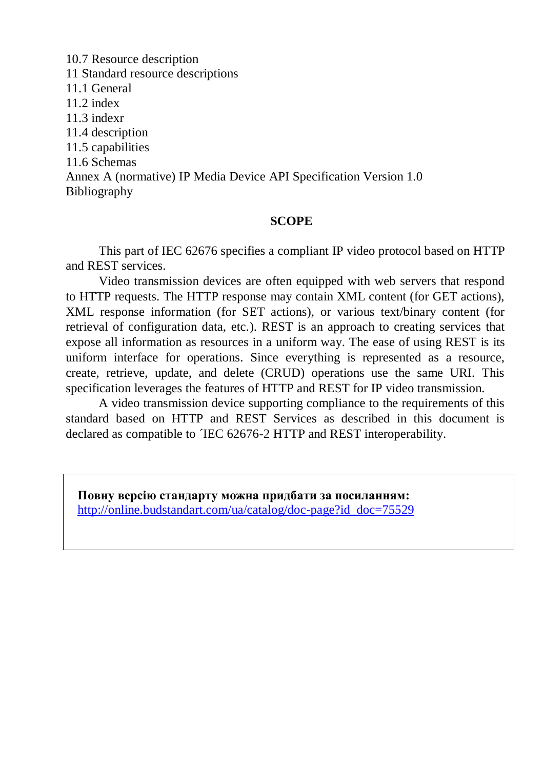10.7 Resource description
11 Standard resource descriptions
11.1 General
11.2 index
11.3 indexr
11.4 description
11.5 capabilities
11.6 Schemas
Annex A (normative) IP Media Device API Specification Version 1.0
Bibliography

## SCOPE

This part of IEC 62676 specifies a compliant IP video protocol based on HTTP and REST services.

Video transmission devices are often equipped with web servers that respond to HTTP requests. The HTTP response may contain XML content (for GET actions), XML response information (for SET actions), or various text/binary content (for retrieval of configuration data, etc.). REST is an approach to creating services that expose all information as resources in a uniform way. The ease of using REST is its uniform interface for operations. Since everything is represented as a resource, create, retrieve, update, and delete (CRUD) operations use the same URI. This specification leverages the features of HTTP and REST for IP video transmission.

A video transmission device supporting compliance to the requirements of this standard based on HTTP and REST Services as described in this document is declared as compatible to ´IEC 62676-2 HTTP and REST interoperability.

**Повну версію стандарту можна придбати за посиланням:**
http://online.budstandart.com/ua/catalog/doc-page?id_doc=75529